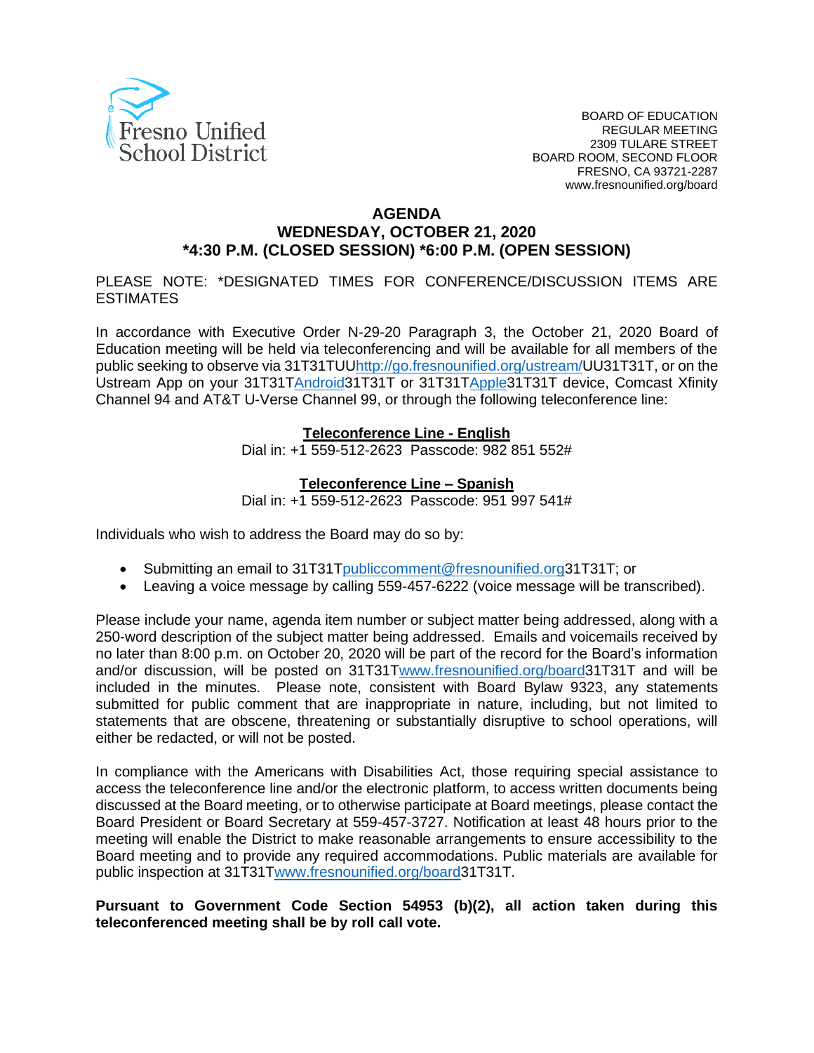Fresno Unified School District

BOARD OF EDUCATION
REGULAR MEETING
2309 TULARE STREET
BOARD ROOM, SECOND FLOOR
FRESNO, CA 93721-2287
www.fresnounified.org/board

# AGENDA
## WEDNESDAY, OCTOBER 21, 2020
## *4:30 P.M. (CLOSED SESSION) *6:00 P.M. (OPEN SESSION)

PLEASE NOTE: *DESIGNATED TIMES FOR CONFERENCE/DISCUSSION ITEMS ARE ESTIMATES

In accordance with Executive Order N-29-20 Paragraph 3, the October 21, 2020 Board of Education meeting will be held via teleconferencing and will be available for all members of the public seeking to observe via 31T31TUU[http://go.fresnounified.org/ustream/](http://go.fresnounified.org/ustream/)UU31T31T, or on the Ustream App on your 31T31TAndroid31T31T or 31T31TApple31T31T device, Comcast Xfinity Channel 94 and AT&T U-Verse Channel 99, or through the following teleconference line:

**<u>Teleconference Line - English</u>**
Dial in: +1 559-512-2623 Passcode: 982 851 552#

**<u>Teleconference Line – Spanish</u>**
Dial in: +1 559-512-2623 Passcode: 951 997 541#

Individuals who wish to address the Board may do so by:

- Submitting an email to 31T31Tpubliccomment@fresnounified.org31T31T; or
- Leaving a voice message by calling 559-457-6222 (voice message will be transcribed).

Please include your name, agenda item number or subject matter being addressed, along with a 250-word description of the subject matter being addressed. Emails and voicemails received by no later than 8:00 p.m. on October 20, 2020 will be part of the record for the Board's information and/or discussion, will be posted on 31T31Twww.fresnounified.org/board31T31T and will be included in the minutes. Please note, consistent with Board Bylaw 9323, any statements submitted for public comment that are inappropriate in nature, including, but not limited to statements that are obscene, threatening or substantially disruptive to school operations, will either be redacted, or will not be posted.

In compliance with the Americans with Disabilities Act, those requiring special assistance to access the teleconference line and/or the electronic platform, to access written documents being discussed at the Board meeting, or to otherwise participate at Board meetings, please contact the Board President or Board Secretary at 559-457-3727. Notification at least 48 hours prior to the meeting will enable the District to make reasonable arrangements to ensure accessibility to the Board meeting and to provide any required accommodations. Public materials are available for public inspection at 31T31Twww.fresnounified.org/board31T31T.

**Pursuant to Government Code Section 54953 (b)(2), all action taken during this teleconferenced meeting shall be by roll call vote.**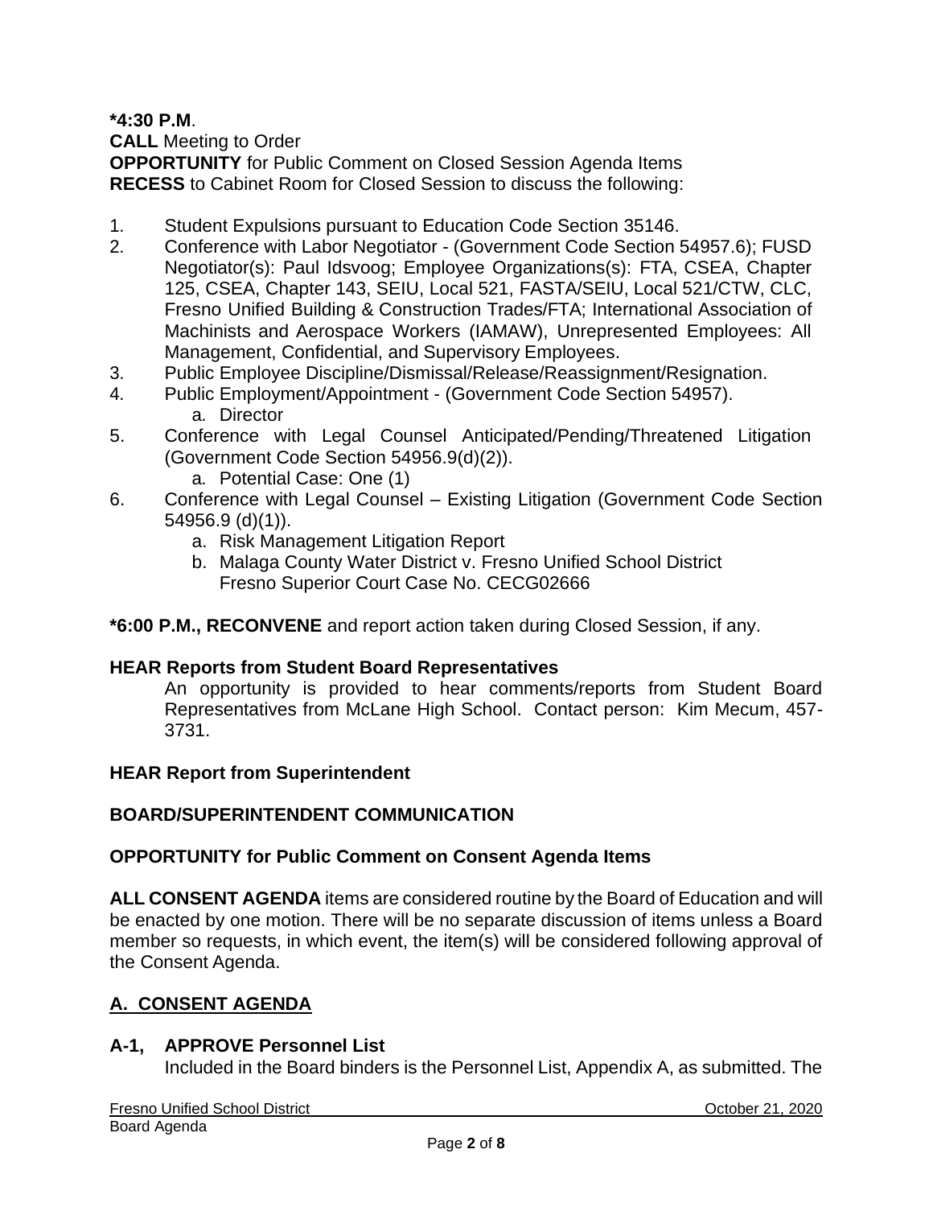**\*4:30 P.M**.
**CALL** Meeting to Order
**OPPORTUNITY** for Public Comment on Closed Session Agenda Items
**RECESS** to Cabinet Room for Closed Session to discuss the following:

1. Student Expulsions pursuant to Education Code Section 35146.
2. Conference with Labor Negotiator - (Government Code Section 54957.6); FUSD Negotiator(s): Paul Idsvoog; Employee Organizations(s): FTA, CSEA, Chapter 125, CSEA, Chapter 143, SEIU, Local 521, FASTA/SEIU, Local 521/CTW, CLC, Fresno Unified Building & Construction Trades/FTA; International Association of Machinists and Aerospace Workers (IAMAW), Unrepresented Employees: All Management, Confidential, and Supervisory Employees.
3. Public Employee Discipline/Dismissal/Release/Reassignment/Resignation.
4. Public Employment/Appointment - (Government Code Section 54957).
   a. Director
5. Conference with Legal Counsel Anticipated/Pending/Threatened Litigation (Government Code Section 54956.9(d)(2)).
   a. Potential Case: One (1)
6. Conference with Legal Counsel – Existing Litigation (Government Code Section 54956.9 (d)(1)).
   a. Risk Management Litigation Report
   b. Malaga County Water District v. Fresno Unified School District Fresno Superior Court Case No. CECG02666

**\*6:00 P.M., RECONVENE** and report action taken during Closed Session, if any.

**HEAR Reports from Student Board Representatives**

An opportunity is provided to hear comments/reports from Student Board Representatives from McLane High School. Contact person: Kim Mecum, 457-3731.

**HEAR Report from Superintendent**

**BOARD/SUPERINTENDENT COMMUNICATION**

**OPPORTUNITY for Public Comment on Consent Agenda Items**

**ALL CONSENT AGENDA** items are considered routine by the Board of Education and will be enacted by one motion. There will be no separate discussion of items unless a Board member so requests, in which event, the item(s) will be considered following approval of the Consent Agenda.

## A. CONSENT AGENDA

**A-1, APPROVE Personnel List**

Included in the Board binders is the Personnel List, Appendix A, as submitted. The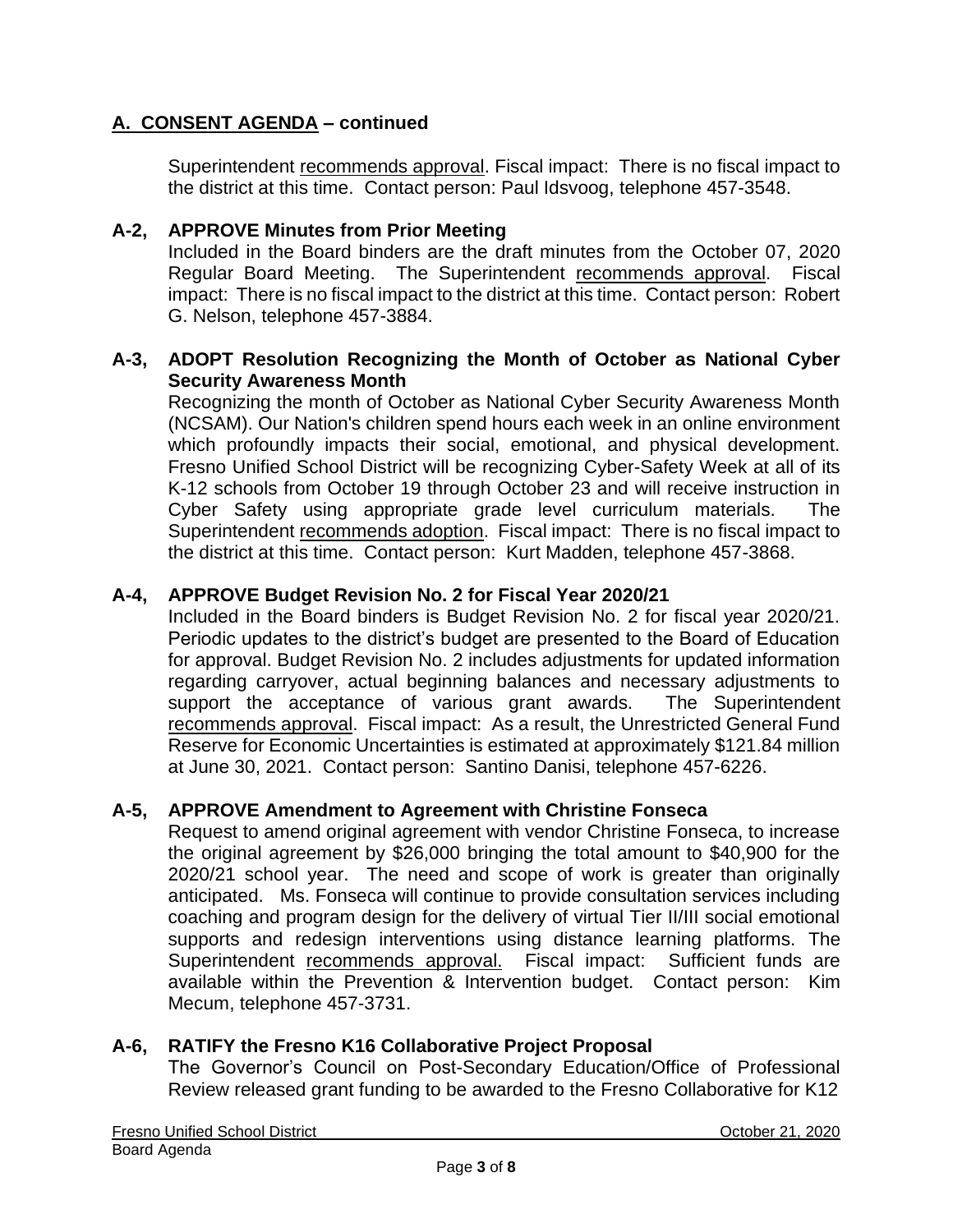## A. CONSENT AGENDA – continued

Superintendent recommends approval. Fiscal impact: There is no fiscal impact to the district at this time. Contact person: Paul Idsvoog, telephone 457-3548.

### A-2, APPROVE Minutes from Prior Meeting

Included in the Board binders are the draft minutes from the October 07, 2020 Regular Board Meeting. The Superintendent recommends approval. Fiscal impact: There is no fiscal impact to the district at this time. Contact person: Robert G. Nelson, telephone 457-3884.

### A-3, ADOPT Resolution Recognizing the Month of October as National Cyber Security Awareness Month

Recognizing the month of October as National Cyber Security Awareness Month (NCSAM). Our Nation's children spend hours each week in an online environment which profoundly impacts their social, emotional, and physical development. Fresno Unified School District will be recognizing Cyber-Safety Week at all of its K-12 schools from October 19 through October 23 and will receive instruction in Cyber Safety using appropriate grade level curriculum materials. The Superintendent recommends adoption. Fiscal impact: There is no fiscal impact to the district at this time. Contact person: Kurt Madden, telephone 457-3868.

### A-4, APPROVE Budget Revision No. 2 for Fiscal Year 2020/21

Included in the Board binders is Budget Revision No. 2 for fiscal year 2020/21. Periodic updates to the district's budget are presented to the Board of Education for approval. Budget Revision No. 2 includes adjustments for updated information regarding carryover, actual beginning balances and necessary adjustments to support the acceptance of various grant awards. The Superintendent recommends approval. Fiscal impact: As a result, the Unrestricted General Fund Reserve for Economic Uncertainties is estimated at approximately $121.84 million at June 30, 2021. Contact person: Santino Danisi, telephone 457-6226.

### A-5, APPROVE Amendment to Agreement with Christine Fonseca

Request to amend original agreement with vendor Christine Fonseca, to increase the original agreement by $26,000 bringing the total amount to $40,900 for the 2020/21 school year. The need and scope of work is greater than originally anticipated. Ms. Fonseca will continue to provide consultation services including coaching and program design for the delivery of virtual Tier II/III social emotional supports and redesign interventions using distance learning platforms. The Superintendent recommends approval. Fiscal impact: Sufficient funds are available within the Prevention & Intervention budget. Contact person: Kim Mecum, telephone 457-3731.

### A-6, RATIFY the Fresno K16 Collaborative Project Proposal

The Governor's Council on Post-Secondary Education/Office of Professional Review released grant funding to be awarded to the Fresno Collaborative for K12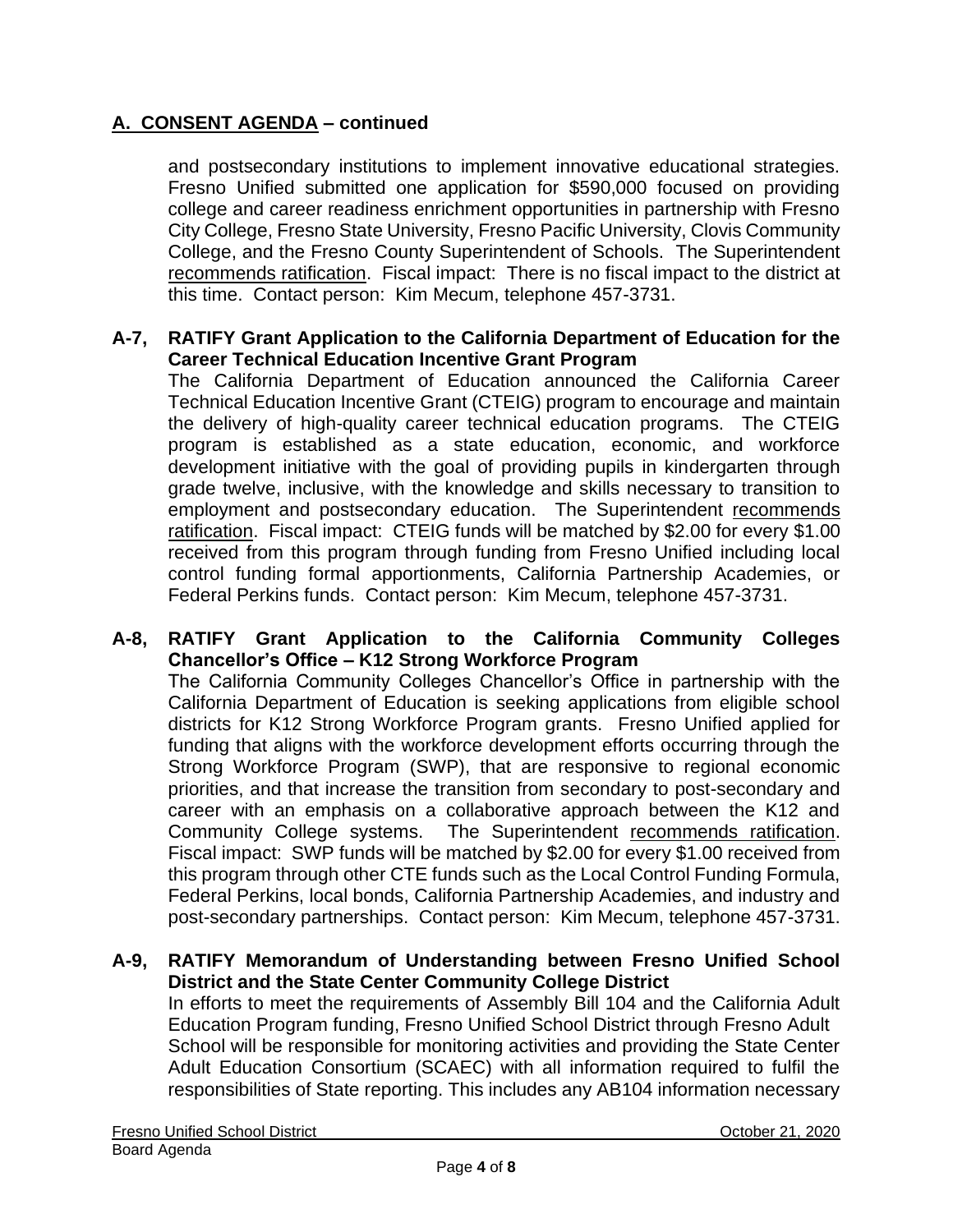## A. CONSENT AGENDA – continued

and postsecondary institutions to implement innovative educational strategies. Fresno Unified submitted one application for $590,000 focused on providing college and career readiness enrichment opportunities in partnership with Fresno City College, Fresno State University, Fresno Pacific University, Clovis Community College, and the Fresno County Superintendent of Schools. The Superintendent recommends ratification. Fiscal impact: There is no fiscal impact to the district at this time. Contact person: Kim Mecum, telephone 457-3731.

**A-7, RATIFY Grant Application to the California Department of Education for the Career Technical Education Incentive Grant Program**

The California Department of Education announced the California Career Technical Education Incentive Grant (CTEIG) program to encourage and maintain the delivery of high-quality career technical education programs. The CTEIG program is established as a state education, economic, and workforce development initiative with the goal of providing pupils in kindergarten through grade twelve, inclusive, with the knowledge and skills necessary to transition to employment and postsecondary education. The Superintendent recommends ratification. Fiscal impact: CTEIG funds will be matched by $2.00 for every $1.00 received from this program through funding from Fresno Unified including local control funding formal apportionments, California Partnership Academies, or Federal Perkins funds. Contact person: Kim Mecum, telephone 457-3731.

**A-8, RATIFY Grant Application to the California Community Colleges Chancellor's Office – K12 Strong Workforce Program**

The California Community Colleges Chancellor's Office in partnership with the California Department of Education is seeking applications from eligible school districts for K12 Strong Workforce Program grants. Fresno Unified applied for funding that aligns with the workforce development efforts occurring through the Strong Workforce Program (SWP), that are responsive to regional economic priorities, and that increase the transition from secondary to post-secondary and career with an emphasis on a collaborative approach between the K12 and Community College systems. The Superintendent recommends ratification. Fiscal impact: SWP funds will be matched by $2.00 for every $1.00 received from this program through other CTE funds such as the Local Control Funding Formula, Federal Perkins, local bonds, California Partnership Academies, and industry and post-secondary partnerships. Contact person: Kim Mecum, telephone 457-3731.

**A-9, RATIFY Memorandum of Understanding between Fresno Unified School District and the State Center Community College District**

In efforts to meet the requirements of Assembly Bill 104 and the California Adult Education Program funding, Fresno Unified School District through Fresno Adult School will be responsible for monitoring activities and providing the State Center Adult Education Consortium (SCAEC) with all information required to fulfil the responsibilities of State reporting. This includes any AB104 information necessary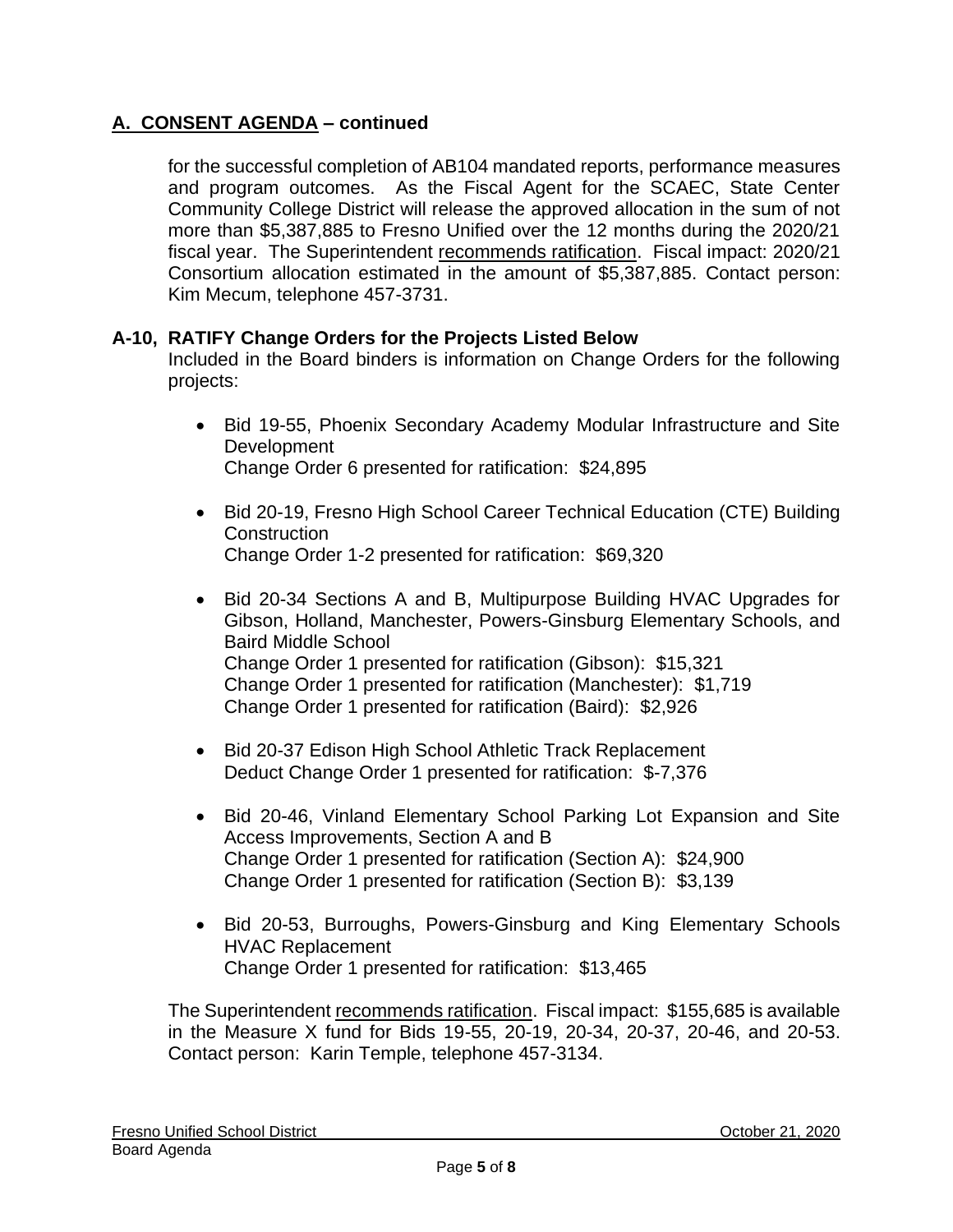## A. CONSENT AGENDA – continued

for the successful completion of AB104 mandated reports, performance measures and program outcomes. As the Fiscal Agent for the SCAEC, State Center Community College District will release the approved allocation in the sum of not more than $5,387,885 to Fresno Unified over the 12 months during the 2020/21 fiscal year. The Superintendent recommends ratification. Fiscal impact: 2020/21 Consortium allocation estimated in the amount of $5,387,885. Contact person: Kim Mecum, telephone 457-3731.

### A-10, RATIFY Change Orders for the Projects Listed Below

Included in the Board binders is information on Change Orders for the following projects:

- Bid 19-55, Phoenix Secondary Academy Modular Infrastructure and Site Development
  Change Order 6 presented for ratification: $24,895

- Bid 20-19, Fresno High School Career Technical Education (CTE) Building Construction
  Change Order 1-2 presented for ratification: $69,320

- Bid 20-34 Sections A and B, Multipurpose Building HVAC Upgrades for Gibson, Holland, Manchester, Powers-Ginsburg Elementary Schools, and Baird Middle School
  Change Order 1 presented for ratification (Gibson): $15,321
  Change Order 1 presented for ratification (Manchester): $1,719
  Change Order 1 presented for ratification (Baird): $2,926

- Bid 20-37 Edison High School Athletic Track Replacement
  Deduct Change Order 1 presented for ratification: $-7,376

- Bid 20-46, Vinland Elementary School Parking Lot Expansion and Site Access Improvements, Section A and B
  Change Order 1 presented for ratification (Section A): $24,900
  Change Order 1 presented for ratification (Section B): $3,139

- Bid 20-53, Burroughs, Powers-Ginsburg and King Elementary Schools HVAC Replacement
  Change Order 1 presented for ratification: $13,465

The Superintendent recommends ratification. Fiscal impact: $155,685 is available in the Measure X fund for Bids 19-55, 20-19, 20-34, 20-37, 20-46, and 20-53. Contact person: Karin Temple, telephone 457-3134.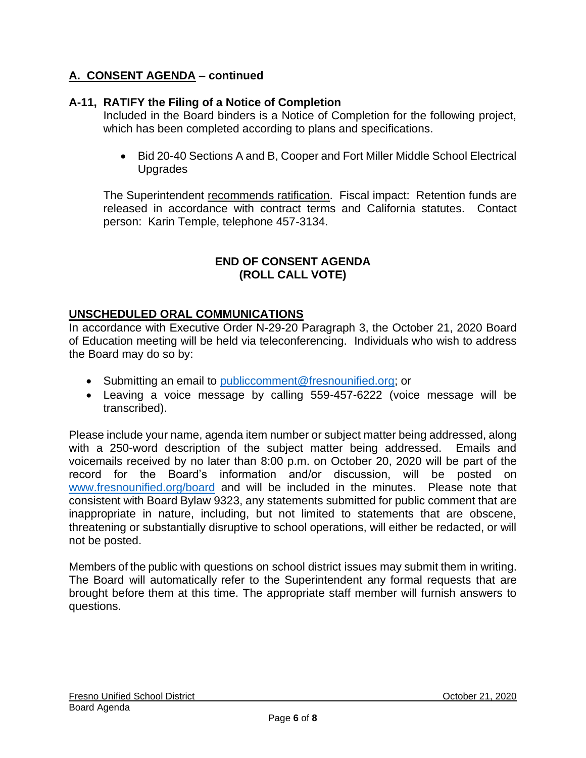## A. CONSENT AGENDA – continued

### A-11, RATIFY the Filing of a Notice of Completion

Included in the Board binders is a Notice of Completion for the following project, which has been completed according to plans and specifications.

- Bid 20-40 Sections A and B, Cooper and Fort Miller Middle School Electrical Upgrades

The Superintendent recommends ratification. Fiscal impact: Retention funds are released in accordance with contract terms and California statutes. Contact person: Karin Temple, telephone 457-3134.

**END OF CONSENT AGENDA**
**(ROLL CALL VOTE)**

## UNSCHEDULED ORAL COMMUNICATIONS

In accordance with Executive Order N-29-20 Paragraph 3, the October 21, 2020 Board of Education meeting will be held via teleconferencing. Individuals who wish to address the Board may do so by:

- Submitting an email to publiccomment@fresnounified.org; or
- Leaving a voice message by calling 559-457-6222 (voice message will be transcribed).

Please include your name, agenda item number or subject matter being addressed, along with a 250-word description of the subject matter being addressed. Emails and voicemails received by no later than 8:00 p.m. on October 20, 2020 will be part of the record for the Board's information and/or discussion, will be posted on www.fresnounified.org/board and will be included in the minutes. Please note that consistent with Board Bylaw 9323, any statements submitted for public comment that are inappropriate in nature, including, but not limited to statements that are obscene, threatening or substantially disruptive to school operations, will either be redacted, or will not be posted.

Members of the public with questions on school district issues may submit them in writing. The Board will automatically refer to the Superintendent any formal requests that are brought before them at this time. The appropriate staff member will furnish answers to questions.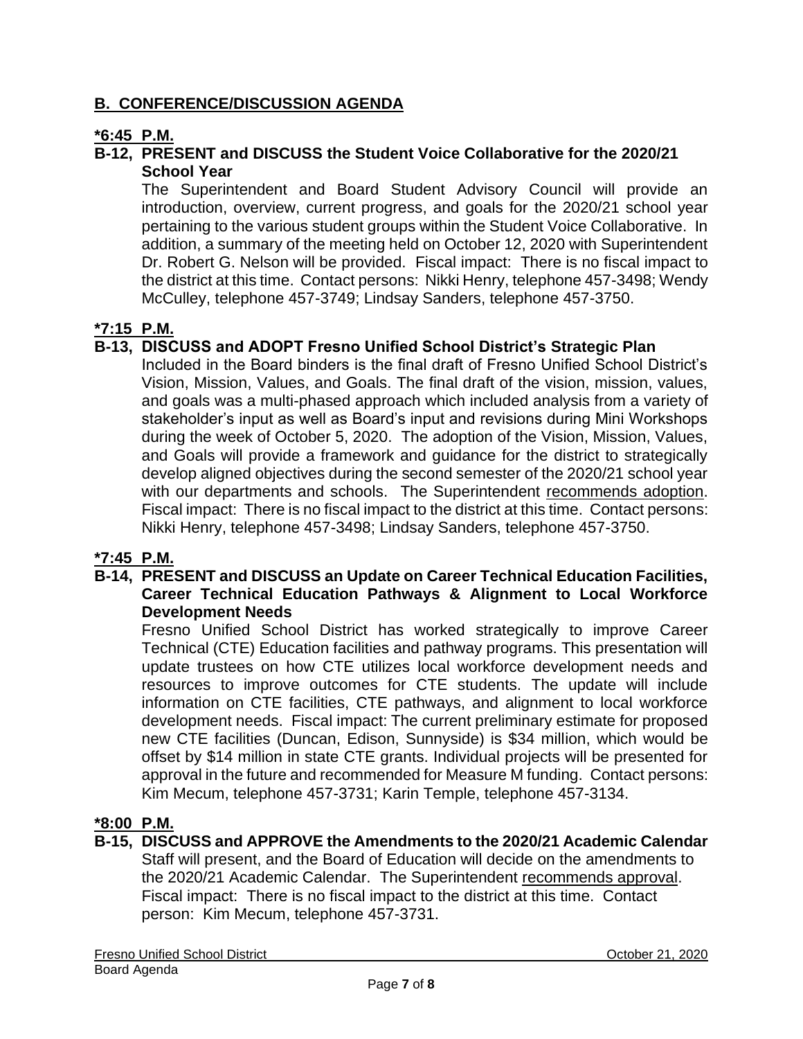## B. CONFERENCE/DISCUSSION AGENDA

**\*6:45 P.M.**

**B-12, PRESENT and DISCUSS the Student Voice Collaborative for the 2020/21 School Year**

The Superintendent and Board Student Advisory Council will provide an introduction, overview, current progress, and goals for the 2020/21 school year pertaining to the various student groups within the Student Voice Collaborative. In addition, a summary of the meeting held on October 12, 2020 with Superintendent Dr. Robert G. Nelson will be provided. Fiscal impact: There is no fiscal impact to the district at this time. Contact persons: Nikki Henry, telephone 457-3498; Wendy McCulley, telephone 457-3749; Lindsay Sanders, telephone 457-3750.

**\*7:15 P.M.**

**B-13, DISCUSS and ADOPT Fresno Unified School District's Strategic Plan**

Included in the Board binders is the final draft of Fresno Unified School District's Vision, Mission, Values, and Goals. The final draft of the vision, mission, values, and goals was a multi-phased approach which included analysis from a variety of stakeholder's input as well as Board's input and revisions during Mini Workshops during the week of October 5, 2020. The adoption of the Vision, Mission, Values, and Goals will provide a framework and guidance for the district to strategically develop aligned objectives during the second semester of the 2020/21 school year with our departments and schools. The Superintendent recommends adoption. Fiscal impact: There is no fiscal impact to the district at this time. Contact persons: Nikki Henry, telephone 457-3498; Lindsay Sanders, telephone 457-3750.

**\*7:45 P.M.**

**B-14, PRESENT and DISCUSS an Update on Career Technical Education Facilities, Career Technical Education Pathways & Alignment to Local Workforce Development Needs**

Fresno Unified School District has worked strategically to improve Career Technical (CTE) Education facilities and pathway programs. This presentation will update trustees on how CTE utilizes local workforce development needs and resources to improve outcomes for CTE students. The update will include information on CTE facilities, CTE pathways, and alignment to local workforce development needs. Fiscal impact: The current preliminary estimate for proposed new CTE facilities (Duncan, Edison, Sunnyside) is $34 million, which would be offset by $14 million in state CTE grants. Individual projects will be presented for approval in the future and recommended for Measure M funding. Contact persons: Kim Mecum, telephone 457-3731; Karin Temple, telephone 457-3134.

**\*8:00 P.M.**

**B-15, DISCUSS and APPROVE the Amendments to the 2020/21 Academic Calendar**

Staff will present, and the Board of Education will decide on the amendments to the 2020/21 Academic Calendar. The Superintendent recommends approval. Fiscal impact: There is no fiscal impact to the district at this time. Contact person: Kim Mecum, telephone 457-3731.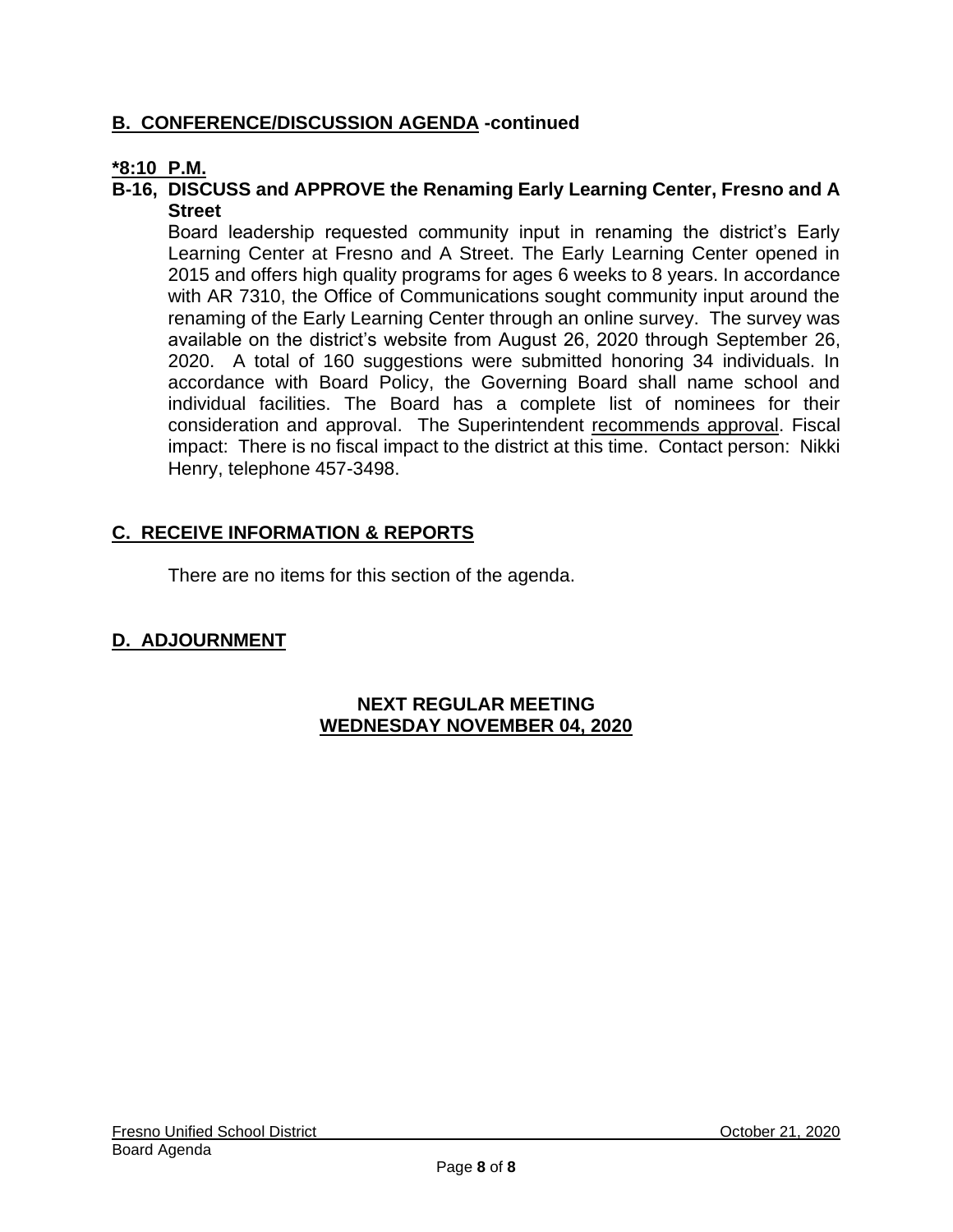## **B. CONFERENCE/DISCUSSION AGENDA -continued**

**\*8:10 P.M.**

**B-16, DISCUSS and APPROVE the Renaming Early Learning Center, Fresno and A Street**

Board leadership requested community input in renaming the district's Early Learning Center at Fresno and A Street. The Early Learning Center opened in 2015 and offers high quality programs for ages 6 weeks to 8 years. In accordance with AR 7310, the Office of Communications sought community input around the renaming of the Early Learning Center through an online survey. The survey was available on the district's website from August 26, 2020 through September 26, 2020. A total of 160 suggestions were submitted honoring 34 individuals. In accordance with Board Policy, the Governing Board shall name school and individual facilities. The Board has a complete list of nominees for their consideration and approval. The Superintendent recommends approval. Fiscal impact: There is no fiscal impact to the district at this time. Contact person: Nikki Henry, telephone 457-3498.

## **C. RECEIVE INFORMATION & REPORTS**

There are no items for this section of the agenda.

## **D. ADJOURNMENT**

**NEXT REGULAR MEETING**
**WEDNESDAY NOVEMBER 04, 2020**